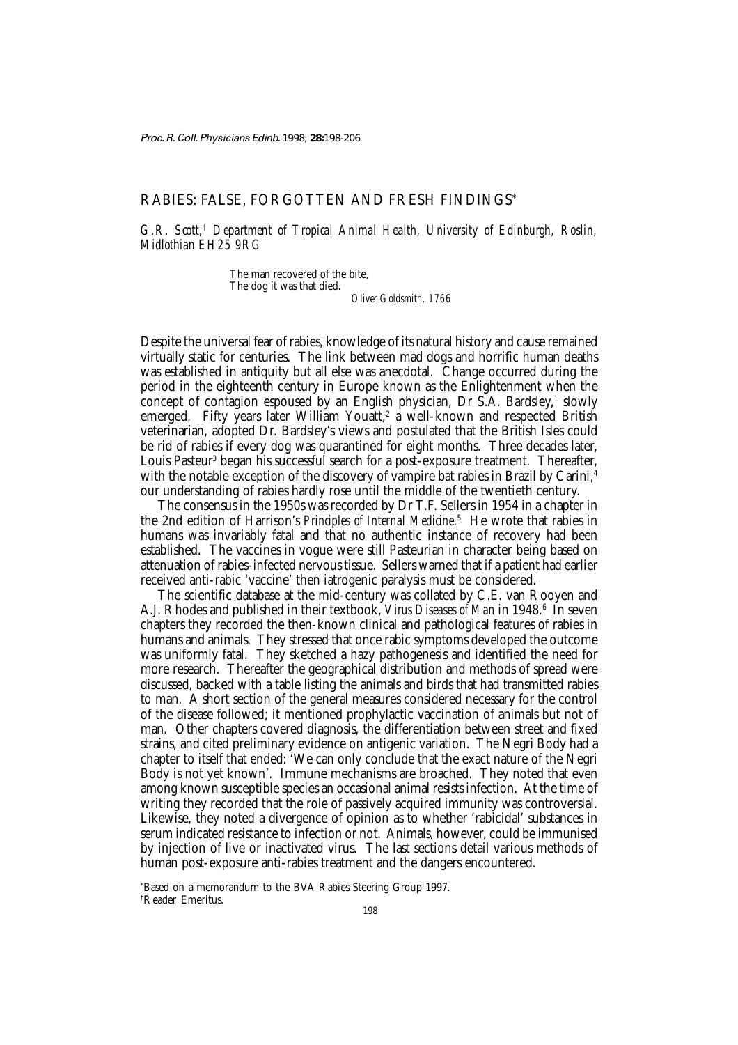# RABIES: FALSE, FORGOTTEN AND FRESH FINDINGS*

*G.R. Scott,† Department of Tropical Animal Health, University of Edinburgh, Roslin, Midlothian EH25 9RG*

> The man recovered of the bite,
> The dog it was that died.
>
> *Oliver Goldsmith, 1766*

Despite the universal fear of rabies, knowledge of its natural history and cause remained virtually static for centuries. The link between mad dogs and horrific human deaths was established in antiquity but all else was anecdotal. Change occurred during the period in the eighteenth century in Europe known as the Enlightenment when the concept of contagion espoused by an English physician, Dr S.A. Bardsley,[1] slowly emerged. Fifty years later William Youatt,[2] a well-known and respected British veterinarian, adopted Dr. Bardsley's views and postulated that the British Isles could be rid of rabies if every dog was quarantined for eight months. Three decades later, Louis Pasteur[3] began his successful search for a post-exposure treatment. Thereafter, with the notable exception of the discovery of vampire bat rabies in Brazil by Carini,[4] our understanding of rabies hardly rose until the middle of the twentieth century.

The consensus in the 1950s was recorded by Dr T.F. Sellers in 1954 in a chapter in the 2nd edition of Harrison's *Principles of Internal Medicine*.[5] He wrote that rabies in humans was invariably fatal and that no authentic instance of recovery had been established. The vaccines in vogue were still Pasteurian in character being based on attenuation of rabies-infected nervous tissue. Sellers warned that if a patient had earlier received anti-rabic 'vaccine' then iatrogenic paralysis must be considered.

The scientific database at the mid-century was collated by C.E. van Rooyen and A.J. Rhodes and published in their textbook, *Virus Diseases of Man* in 1948.[6] In seven chapters they recorded the then-known clinical and pathological features of rabies in humans and animals. They stressed that once rabic symptoms developed the outcome was uniformly fatal. They sketched a hazy pathogenesis and identified the need for more research. Thereafter the geographical distribution and methods of spread were discussed, backed with a table listing the animals and birds that had transmitted rabies to man. A short section of the general measures considered necessary for the control of the disease followed; it mentioned prophylactic vaccination of animals but not of man. Other chapters covered diagnosis, the differentiation between street and fixed strains, and cited preliminary evidence on antigenic variation. The Negri Body had a chapter to itself that ended: 'We can only conclude that the exact nature of the Negri Body is not yet known'. Immune mechanisms are broached. They noted that even among known susceptible species an occasional animal resists infection. At the time of writing they recorded that the role of passively acquired immunity was controversial. Likewise, they noted a divergence of opinion as to whether 'rabicidal' substances in serum indicated resistance to infection or not. Animals, however, could be immunised by injection of live or inactivated virus. The last sections detail various methods of human post-exposure anti-rabies treatment and the dangers encountered.

*Based on a memorandum to the BVA Rabies Steering Group 1997.

†Reader Emeritus.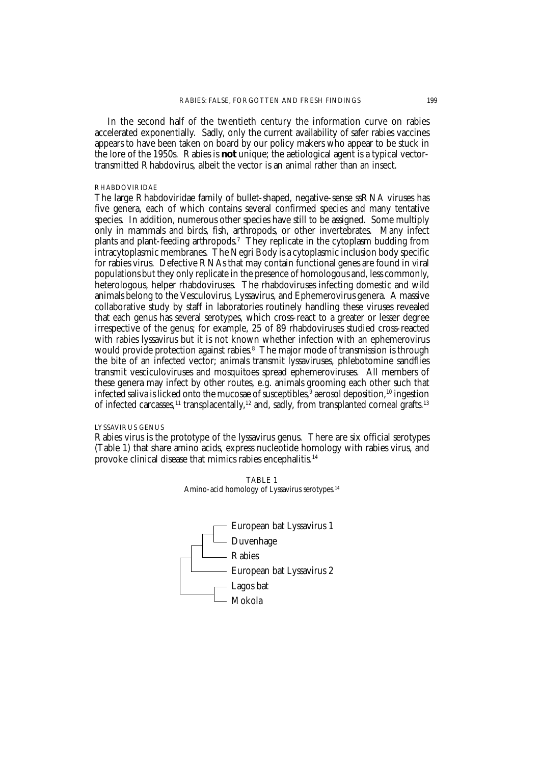In the second half of the twentieth century the information curve on rabies accelerated exponentially. Sadly, only the current availability of safer rabies vaccines appears to have been taken on board by our policy makers who appear to be stuck in the lore of the 1950s. Rabies is **not** unique; the aetiological agent is a typical vector-transmitted Rhabdovirus, albeit the vector is an animal rather than an insect.

### RHABDOVIRIDAE

The large Rhabdoviridae family of bullet-shaped, negative-sense ssRNA viruses has five genera, each of which contains several confirmed species and many tentative species. In addition, numerous other species have still to be assigned. Some multiply only in mammals and birds, fish, arthropods, or other invertebrates. Many infect plants and plant-feeding arthropods.[7] They replicate in the cytoplasm budding from intracytoplasmic membranes. The Negri Body is a cytoplasmic inclusion body specific for rabies virus. Defective RNAs that may contain functional genes are found in viral populations but they only replicate in the presence of homologous and, less commonly, heterologous, helper rhabdoviruses. The rhabdoviruses infecting domestic and wild animals belong to the Vesculovirus, Lyssavirus, and Ephemerovirus genera. A massive collaborative study by staff in laboratories routinely handling these viruses revealed that each genus has several serotypes, which cross-react to a greater or lesser degree irrespective of the genus; for example, 25 of 89 rhabdoviruses studied cross-reacted with rabies lyssavirus but it is not known whether infection with an ephemerovirus would provide protection against rabies.[8] The major mode of transmission is through the bite of an infected vector; animals transmit lyssaviruses, phlebotomine sandflies transmit vesciculoviruses and mosquitoes spread ephemeroviruses. All members of these genera may infect by other routes, e.g. animals grooming each other such that infected saliva is licked onto the mucosae of susceptibles,[9] aerosol deposition,[10] ingestion of infected carcasses,[11] transplacentally,[12] and, sadly, from transplanted corneal grafts.[13]

### LYSSAVIRUS GENUS

Rabies virus is the prototype of the lyssavirus genus. There are six official serotypes (Table 1) that share amino acids, express nucleotide homology with rabies virus, and provoke clinical disease that mimics rabies encephalitis.[14]

TABLE 1
Amino-acid homology of Lyssavirus serotypes.[14]

- European bat Lyssavirus 1
- Duvenhage
- Rabies
- European bat Lyssavirus 2
- Lagos bat
- Mokola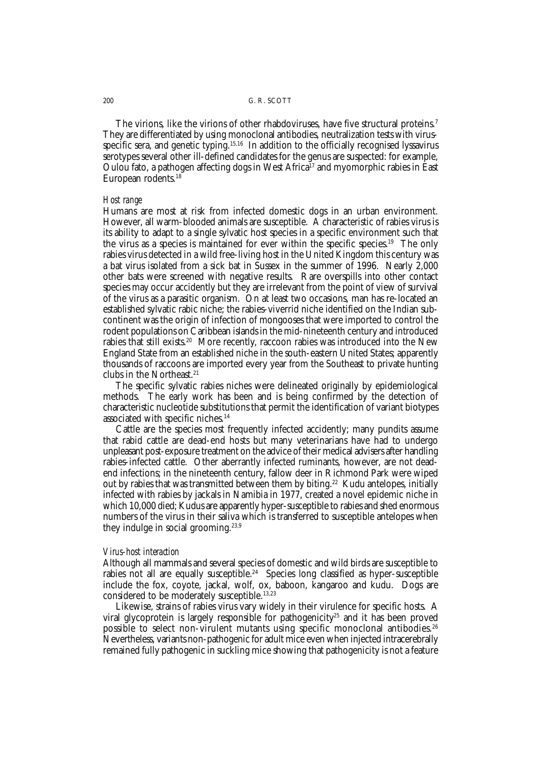The virions, like the virions of other rhabdoviruses, have five structural proteins.[7] They are differentiated by using monoclonal antibodies, neutralization tests with virus-specific sera, and genetic typing.[15,16] In addition to the officially recognised lyssavirus serotypes several other ill-defined candidates for the genus are suspected: for example, Oulou fato, a pathogen affecting dogs in West Africa[17] and myomorphic rabies in East European rodents.[18]

### *Host range*

Humans are most at risk from infected domestic dogs in an urban environment. However, all warm-blooded animals are susceptible. A characteristic of rabies virus is its ability to adapt to a single sylvatic host species in a specific environment such that the virus as a species is maintained for ever within the specific species.[19] The only rabies virus detected in a wild free-living host in the United Kingdom this century was a bat virus isolated from a sick bat in Sussex in the summer of 1996. Nearly 2,000 other bats were screened with negative results. Rare overspills into other contact species may occur accidently but they are irrelevant from the point of view of survival of the virus as a parasitic organism. On at least two occasions, man has re-located an established sylvatic rabic niche; the rabies-viverrid niche identified on the Indian sub-continent was the origin of infection of mongooses that were imported to control the rodent populations on Caribbean islands in the mid-nineteenth century and introduced rabies that still exists.[20] More recently, raccoon rabies was introduced into the New England State from an established niche in the south-eastern United States; apparently thousands of raccoons are imported every year from the Southeast to private hunting clubs in the Northeast.[21]

The specific sylvatic rabies niches were delineated originally by epidemiological methods. The early work has been and is being confirmed by the detection of characteristic nucleotide substitutions that permit the identification of variant biotypes associated with specific niches.[14]

Cattle are the species most frequently infected accidently; many pundits assume that rabid cattle are dead-end hosts but many veterinarians have had to undergo unpleasant post-exposure treatment on the advice of their medical advisers after handling rabies-infected cattle. Other aberrantly infected ruminants, however, are not dead-end infections; in the nineteenth century, fallow deer in Richmond Park were wiped out by rabies that was transmitted between them by biting.[22] Kudu antelopes, initially infected with rabies by jackals in Namibia in 1977, created a novel epidemic niche in which 10,000 died; Kudus are apparently hyper-susceptible to rabies and shed enormous numbers of the virus in their saliva which is transferred to susceptible antelopes when they indulge in social grooming.[23,9]

### *Virus-host interaction*

Although all mammals and several species of domestic and wild birds are susceptible to rabies not all are equally susceptible.[24] Species long classified as hyper-susceptible include the fox, coyote, jackal, wolf, ox, baboon, kangaroo and kudu. Dogs are considered to be moderately susceptible.[13,23]

Likewise, strains of rabies virus vary widely in their virulence for specific hosts. A viral glycoprotein is largely responsible for pathogenicity[25] and it has been proved possible to select non-virulent mutants using specific monoclonal antibodies.[26] Nevertheless, variants non-pathogenic for adult mice even when injected intracerebrally remained fully pathogenic in suckling mice showing that pathogenicity is not a feature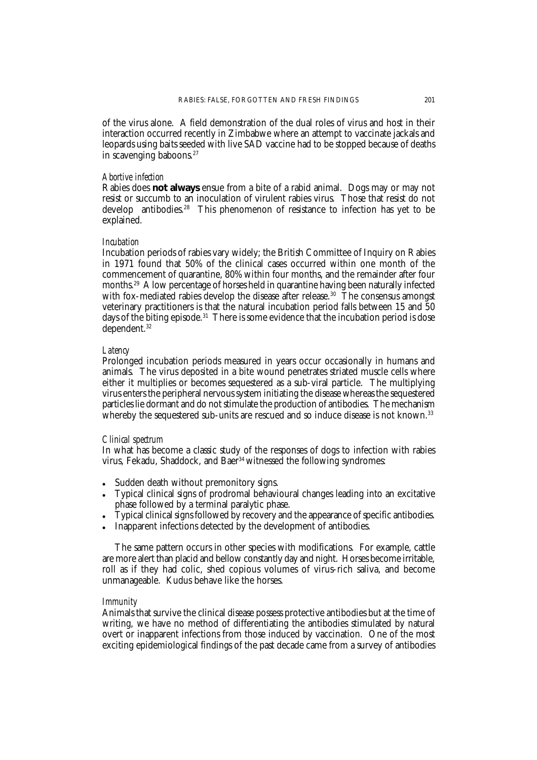of the virus alone. A field demonstration of the dual roles of virus and host in their interaction occurred recently in Zimbabwe where an attempt to vaccinate jackals and leopards using baits seeded with live SAD vaccine had to be stopped because of deaths in scavenging baboons.[27]

### *Abortive infection*

Rabies does **not always** ensue from a bite of a rabid animal. Dogs may or may not resist or succumb to an inoculation of virulent rabies virus. Those that resist do not develop antibodies.[28] This phenomenon of resistance to infection has yet to be explained.

### *Incubation*

Incubation periods of rabies vary widely; the British Committee of Inquiry on Rabies in 1971 found that 50% of the clinical cases occurred within one month of the commencement of quarantine, 80% within four months, and the remainder after four months.[29] A low percentage of horses held in quarantine having been naturally infected with fox-mediated rabies develop the disease after release.[30] The consensus amongst veterinary practitioners is that the natural incubation period falls between 15 and 50 days of the biting episode.[31] There is some evidence that the incubation period is dose dependent.[32]

### *Latency*

Prolonged incubation periods measured in years occur occasionally in humans and animals. The virus deposited in a bite wound penetrates striated muscle cells where either it multiplies or becomes sequestered as a sub-viral particle. The multiplying virus enters the peripheral nervous system initiating the disease whereas the sequestered particles lie dormant and do not stimulate the production of antibodies. The mechanism whereby the sequestered sub-units are rescued and so induce disease is not known.[33]

### *Clinical spectrum*

In what has become a classic study of the responses of dogs to infection with rabies virus, Fekadu, Shaddock, and Baer[34] witnessed the following syndromes:

- Sudden death without premonitory signs.
- Typical clinical signs of prodromal behavioural changes leading into an excitative phase followed by a terminal paralytic phase.
- Typical clinical signs followed by recovery and the appearance of specific antibodies.
- Inapparent infections detected by the development of antibodies.

The same pattern occurs in other species with modifications. For example, cattle are more alert than placid and bellow constantly day and night. Horses become irritable, roll as if they had colic, shed copious volumes of virus-rich saliva, and become unmanageable. Kudus behave like the horses.

### *Immunity*

Animals that survive the clinical disease possess protective antibodies but at the time of writing, we have no method of differentiating the antibodies stimulated by natural overt or inapparent infections from those induced by vaccination. One of the most exciting epidemiological findings of the past decade came from a survey of antibodies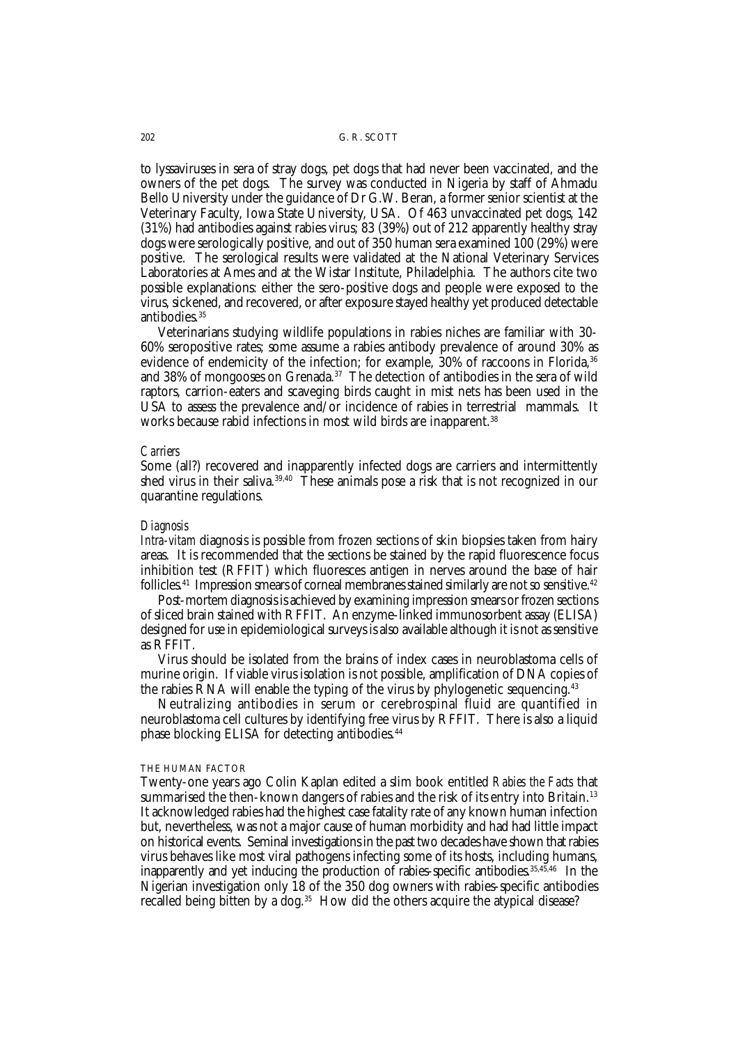to lyssaviruses in sera of stray dogs, pet dogs that had never been vaccinated, and the owners of the pet dogs. The survey was conducted in Nigeria by staff of Ahmadu Bello University under the guidance of Dr G.W. Beran, a former senior scientist at the Veterinary Faculty, Iowa State University, USA. Of 463 unvaccinated pet dogs, 142 (31%) had antibodies against rabies virus; 83 (39%) out of 212 apparently healthy stray dogs were serologically positive, and out of 350 human sera examined 100 (29%) were positive. The serological results were validated at the National Veterinary Services Laboratories at Ames and at the Wistar Institute, Philadelphia. The authors cite two possible explanations: either the sero-positive dogs and people were exposed to the virus, sickened, and recovered, or after exposure stayed healthy yet produced detectable antibodies.[35]

Veterinarians studying wildlife populations in rabies niches are familiar with 30-60% seropositive rates; some assume a rabies antibody prevalence of around 30% as evidence of endemicity of the infection; for example, 30% of raccoons in Florida,[36] and 38% of mongooses on Grenada.[37] The detection of antibodies in the sera of wild raptors, carrion-eaters and scaveging birds caught in mist nets has been used in the USA to assess the prevalence and/or incidence of rabies in terrestrial mammals. It works because rabid infections in most wild birds are inapparent.[38]

*Carriers*

Some (all?) recovered and inapparently infected dogs are carriers and intermittently shed virus in their saliva.[39,40] These animals pose a risk that is not recognized in our quarantine regulations.

*Diagnosis*

*Intra-vitam* diagnosis is possible from frozen sections of skin biopsies taken from hairy areas. It is recommended that the sections be stained by the rapid fluorescence focus inhibition test (RFFIT) which fluoresces antigen in nerves around the base of hair follicles.[41] Impression smears of corneal membranes stained similarly are not so sensitive.[42]

Post-mortem diagnosis is achieved by examining impression smears or frozen sections of sliced brain stained with RFFIT. An enzyme-linked immunosorbent assay (ELISA) designed for use in epidemiological surveys is also available although it is not as sensitive as RFFIT.

Virus should be isolated from the brains of index cases in neuroblastoma cells of murine origin. If viable virus isolation is not possible, amplification of DNA copies of the rabies RNA will enable the typing of the virus by phylogenetic sequencing.[43]

Neutralizing antibodies in serum or cerebrospinal fluid are quantified in neuroblastoma cell cultures by identifying free virus by RFFIT. There is also a liquid phase blocking ELISA for detecting antibodies.[44]

THE HUMAN FACTOR

Twenty-one years ago Colin Kaplan edited a slim book entitled *Rabies the Facts* that summarised the then-known dangers of rabies and the risk of its entry into Britain.[13] It acknowledged rabies had the highest case fatality rate of any known human infection but, nevertheless, was not a major cause of human morbidity and had had little impact on historical events. Seminal investigations in the past two decades have shown that rabies virus behaves like most viral pathogens infecting some of its hosts, including humans, inapparently and yet inducing the production of rabies-specific antibodies.[35,45,46] In the Nigerian investigation only 18 of the 350 dog owners with rabies-specific antibodies recalled being bitten by a dog.[35] How did the others acquire the atypical disease?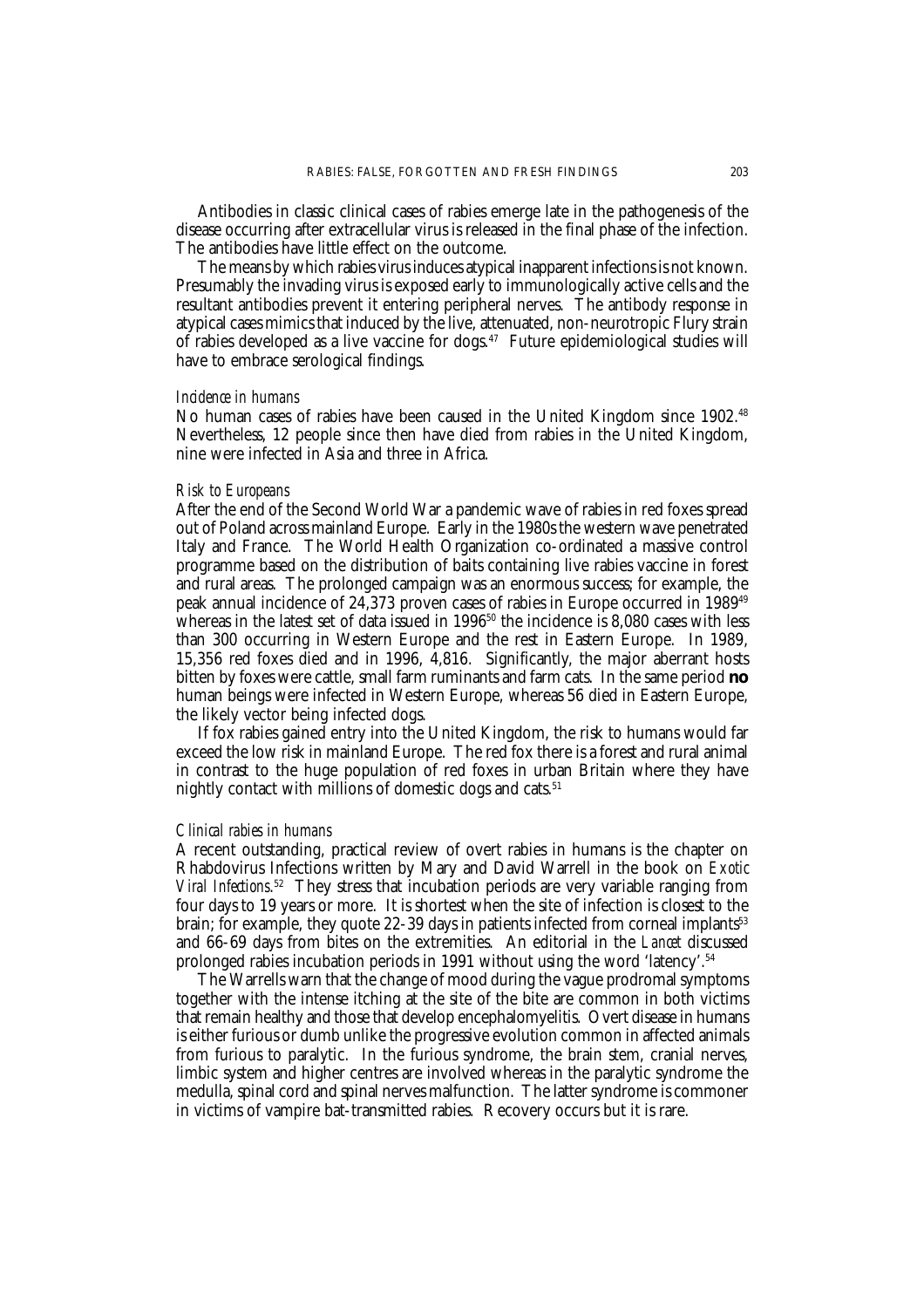Antibodies in classic clinical cases of rabies emerge late in the pathogenesis of the disease occurring after extracellular virus is released in the final phase of the infection. The antibodies have little effect on the outcome.

The means by which rabies virus induces atypical inapparent infections is not known. Presumably the invading virus is exposed early to immunologically active cells and the resultant antibodies prevent it entering peripheral nerves. The antibody response in atypical cases mimics that induced by the live, attenuated, non-neurotropic Flury strain of rabies developed as a live vaccine for dogs.[47] Future epidemiological studies will have to embrace serological findings.

*Incidence in humans*

No human cases of rabies have been caused in the United Kingdom since 1902.[48] Nevertheless, 12 people since then have died from rabies in the United Kingdom, nine were infected in Asia and three in Africa.

*Risk to Europeans*

After the end of the Second World War a pandemic wave of rabies in red foxes spread out of Poland across mainland Europe. Early in the 1980s the western wave penetrated Italy and France. The World Health Organization co-ordinated a massive control programme based on the distribution of baits containing live rabies vaccine in forest and rural areas. The prolonged campaign was an enormous success; for example, the peak annual incidence of 24,373 proven cases of rabies in Europe occurred in 1989[49] whereas in the latest set of data issued in 1996[50] the incidence is 8,080 cases with less than 300 occurring in Western Europe and the rest in Eastern Europe. In 1989, 15,356 red foxes died and in 1996, 4,816. Significantly, the major aberrant hosts bitten by foxes were cattle, small farm ruminants and farm cats. In the same period **no** human beings were infected in Western Europe, whereas 56 died in Eastern Europe, the likely vector being infected dogs.

If fox rabies gained entry into the United Kingdom, the risk to humans would far exceed the low risk in mainland Europe. The red fox there is a forest and rural animal in contrast to the huge population of red foxes in urban Britain where they have nightly contact with millions of domestic dogs and cats.[51]

*Clinical rabies in humans*

A recent outstanding, practical review of overt rabies in humans is the chapter on Rhabdovirus Infections written by Mary and David Warrell in the book on *Exotic Viral Infections*.[52] They stress that incubation periods are very variable ranging from four days to 19 years or more. It is shortest when the site of infection is closest to the brain; for example, they quote 22-39 days in patients infected from corneal implants[53] and 66-69 days from bites on the extremities. An editorial in the *Lancet* discussed prolonged rabies incubation periods in 1991 without using the word 'latency'.[54]

The Warrells warn that the change of mood during the vague prodromal symptoms together with the intense itching at the site of the bite are common in both victims that remain healthy and those that develop encephalomyelitis. Overt disease in humans is either furious or dumb unlike the progressive evolution common in affected animals from furious to paralytic. In the furious syndrome, the brain stem, cranial nerves, limbic system and higher centres are involved whereas in the paralytic syndrome the medulla, spinal cord and spinal nerves malfunction. The latter syndrome is commoner in victims of vampire bat-transmitted rabies. Recovery occurs but it is rare.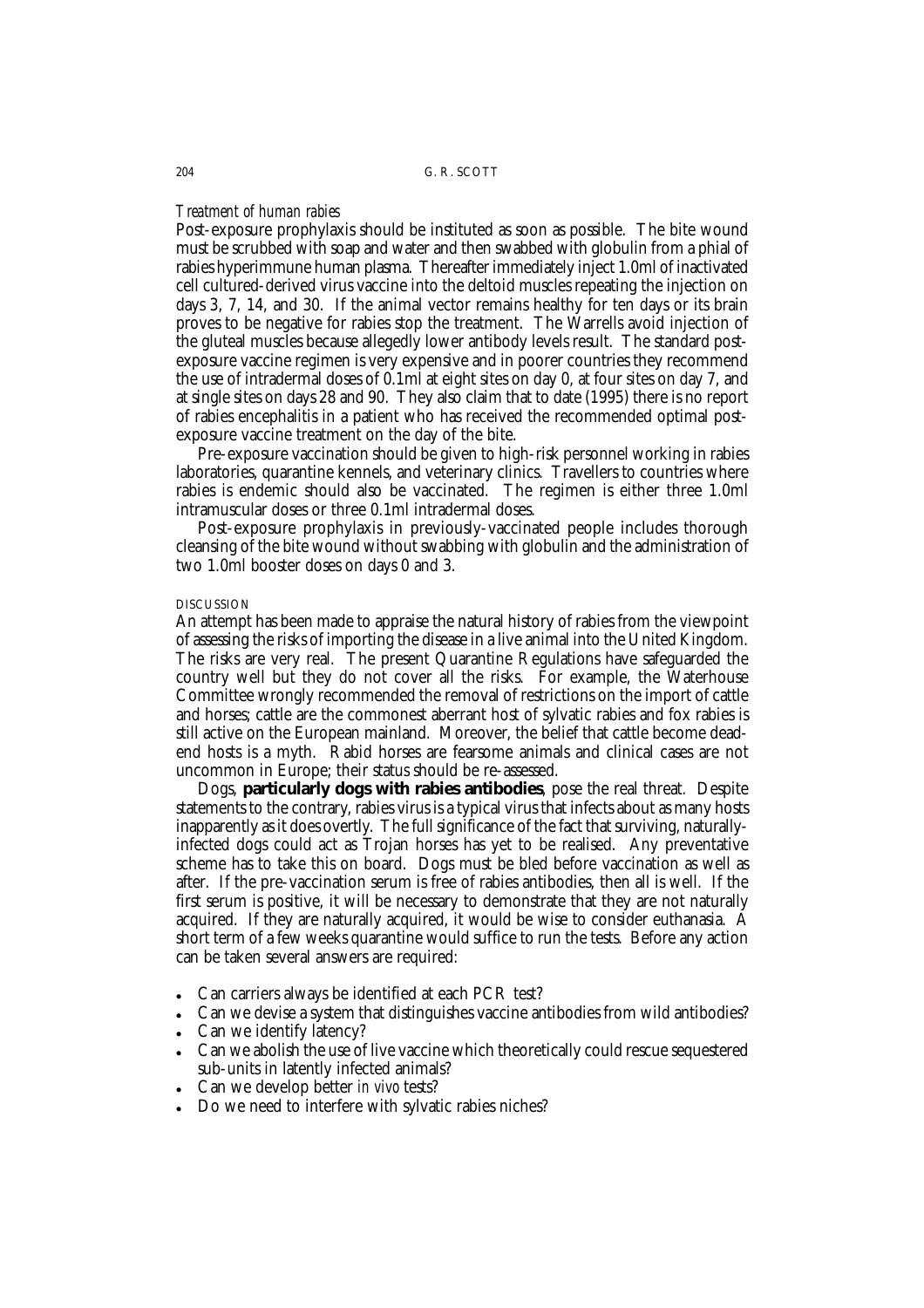### *Treatment of human rabies*

Post-exposure prophylaxis should be instituted as soon as possible. The bite wound must be scrubbed with soap and water and then swabbed with globulin from a phial of rabies hyperimmune human plasma. Thereafter immediately inject 1.0ml of inactivated cell cultured-derived virus vaccine into the deltoid muscles repeating the injection on days 3, 7, 14, and 30. If the animal vector remains healthy for ten days or its brain proves to be negative for rabies stop the treatment. The Warrells avoid injection of the gluteal muscles because allegedly lower antibody levels result. The standard post-exposure vaccine regimen is very expensive and in poorer countries they recommend the use of intradermal doses of 0.1ml at eight sites on day 0, at four sites on day 7, and at single sites on days 28 and 90. They also claim that to date (1995) there is no report of rabies encephalitis in a patient who has received the recommended optimal post-exposure vaccine treatment on the day of the bite.

Pre-exposure vaccination should be given to high-risk personnel working in rabies laboratories, quarantine kennels, and veterinary clinics. Travellers to countries where rabies is endemic should also be vaccinated. The regimen is either three 1.0ml intramuscular doses or three 0.1ml intradermal doses.

Post-exposure prophylaxis in previously-vaccinated people includes thorough cleansing of the bite wound without swabbing with globulin and the administration of two 1.0ml booster doses on days 0 and 3.

## DISCUSSION

An attempt has been made to appraise the natural history of rabies from the viewpoint of assessing the risks of importing the disease in a live animal into the United Kingdom. The risks are very real. The present Quarantine Regulations have safeguarded the country well but they do not cover all the risks. For example, the Waterhouse Committee wrongly recommended the removal of restrictions on the import of cattle and horses; cattle are the commonest aberrant host of sylvatic rabies and fox rabies is still active on the European mainland. Moreover, the belief that cattle become dead-end hosts is a myth. Rabid horses are fearsome animals and clinical cases are not uncommon in Europe; their status should be re-assessed.

Dogs, **particularly dogs with rabies antibodies**, pose the real threat. Despite statements to the contrary, rabies virus is a typical virus that infects about as many hosts inapparently as it does overtly. The full significance of the fact that surviving, naturally-infected dogs could act as Trojan horses has yet to be realised. Any preventative scheme has to take this on board. Dogs must be bled before vaccination as well as after. If the pre-vaccination serum is free of rabies antibodies, then all is well. If the first serum is positive, it will be necessary to demonstrate that they are not naturally acquired. If they are naturally acquired, it would be wise to consider euthanasia. A short term of a few weeks quarantine would suffice to run the tests. Before any action can be taken several answers are required:

- Can carriers always be identified at each PCR test?
- Can we devise a system that distinguishes vaccine antibodies from wild antibodies?
- Can we identify latency?
- Can we abolish the use of live vaccine which theoretically could rescue sequestered sub-units in latently infected animals?
- Can we develop better *in vivo* tests?
- Do we need to interfere with sylvatic rabies niches?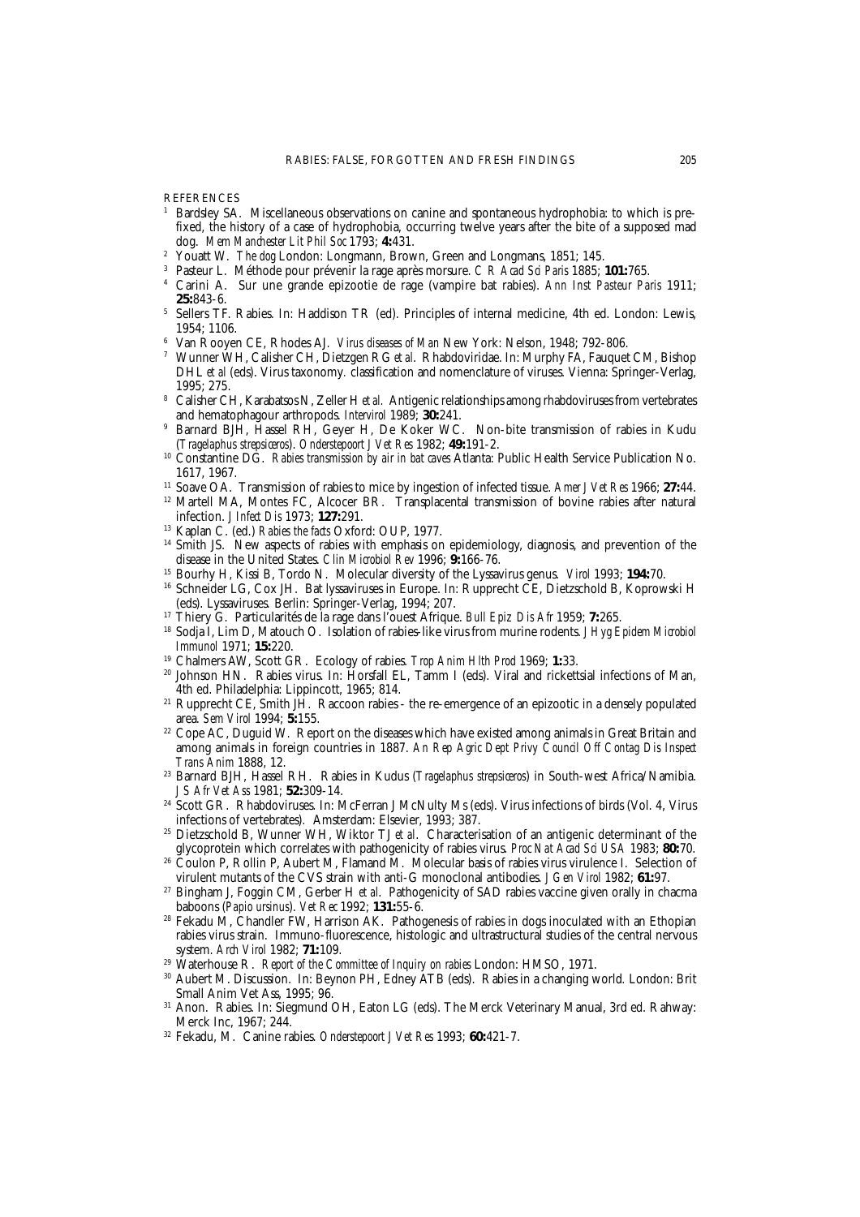REFERENCES

1. Bardsley SA. Miscellaneous observations on canine and spontaneous hydrophobia: to which is prefixed, the history of a case of hydrophobia, occurring twelve years after the bite of a supposed mad dog. *Mem Manchester Lit Phil Soc* 1793; **4:**431.
2. Youatt W. *The dog* London: Longmann, Brown, Green and Longmans, 1851; 145.
3. Pasteur L. Méthode pour prévenir la rage après morsure. *C R Acad Sci Paris* 1885; **101:**765.
4. Carini A. Sur une grande epizootie de rage (vampire bat rabies). *Ann Inst Pasteur Paris* 1911; **25:**843-6.
5. Sellers TF. Rabies. In: Haddison TR (ed). Principles of internal medicine, 4th ed. London: Lewis, 1954; 1106.
6. Van Rooyen CE, Rhodes AJ. *Virus diseases of Man* New York: Nelson, 1948; 792-806.
7. Wunner WH, Calisher CH, Dietzgen RG *et al.* Rhabdoviridae. In: Murphy FA, Fauquet CM, Bishop DHL *et al* (eds). Virus taxonomy. classification and nomenclature of viruses. Vienna: Springer-Verlag, 1995; 275.
8. Calisher CH, Karabatsos N, Zeller H *et al.* Antigenic relationships among rhabdoviruses from vertebrates and hematophagour arthropods. *Intervirol* 1989; **30:**241.
9. Barnard BJH, Hassel RH, Geyer H, De Koker WC. Non-bite transmission of rabies in Kudu (*Tragelaphus strepsiceros*). *Onderstepoort J Vet Res* 1982; **49:**191-2.
10. Constantine DG. *Rabies transmission by air in bat caves* Atlanta: Public Health Service Publication No. 1617, 1967.
11. Soave OA. Transmission of rabies to mice by ingestion of infected tissue. *Amer J Vet Res* 1966; **27:**44.
12. Martell MA, Montes FC, Alcocer BR. Transplacental transmission of bovine rabies after natural infection. *J Infect Dis* 1973; **127:**291.
13. Kaplan C. (ed.) *Rabies the facts* Oxford: OUP, 1977.
14. Smith JS. New aspects of rabies with emphasis on epidemiology, diagnosis, and prevention of the disease in the United States. *Clin Microbiol Rev* 1996; **9:**166-76.
15. Bourhy H, Kissi B, Tordo N. Molecular diversity of the Lyssavirus genus. *Virol* 1993; **194:**70.
16. Schneider LG, Cox JH. Bat lyssaviruses in Europe. In: Rupprecht CE, Dietzschold B, Koprowski H (eds). Lyssaviruses. Berlin: Springer-Verlag, 1994; 207.
17. Thiery G. Particularités de la rage dans l'ouest Afrique. *Bull Epiz Dis Afr* 1959; **7:**265.
18. Sodja I, Lim D, Matouch O. Isolation of rabies-like virus from murine rodents. *J Hyg Epidem Microbiol Immunol* 1971; **15:**220.
19. Chalmers AW, Scott GR. Ecology of rabies. *Trop Anim Hlth Prod* 1969; **1:**33.
20. Johnson HN. Rabies virus. In: Horsfall EL, Tamm I (eds). Viral and rickettsial infections of Man, 4th ed. Philadelphia: Lippincott, 1965; 814.
21. Rupprecht CE, Smith JH. Raccoon rabies - the re-emergence of an epizootic in a densely populated area. *Sem Virol* 1994; **5:**155.
22. Cope AC, Duguid W. Report on the diseases which have existed among animals in Great Britain and among animals in foreign countries in 1887. *An Rep Agric Dept Privy Council Off Contag Dis Inspect Trans Anim* 1888, 12.
23. Barnard BJH, Hassel RH. Rabies in Kudus (*Tragelaphus strepsiceros*) in South-west Africa/Namibia. *J S Afr Vet Ass* 1981; **52:**309-14.
24. Scott GR. Rhabdoviruses. In: McFerran J McNulty Ms (eds). Virus infections of birds (Vol. 4, Virus infections of vertebrates). Amsterdam: Elsevier, 1993; 387.
25. Dietzschold B, Wunner WH, Wiktor TJ *et al*. Characterisation of an antigenic determinant of the glycoprotein which correlates with pathogenicity of rabies virus. *Proc Nat Acad Sci USA* 1983; **80:**70.
26. Coulon P, Rollin P, Aubert M, Flamand M. Molecular basis of rabies virus virulence I. Selection of virulent mutants of the CVS strain with anti-G monoclonal antibodies. *J Gen Virol* 1982; **61:**97.
27. Bingham J, Foggin CM, Gerber H *et al*. Pathogenicity of SAD rabies vaccine given orally in chacma baboons (*Papio ursinus*). *Vet Rec* 1992; **131:**55-6.
28. Fekadu M, Chandler FW, Harrison AK. Pathogenesis of rabies in dogs inoculated with an Ethopian rabies virus strain. Immuno-fluorescence, histologic and ultrastructural studies of the central nervous system. *Arch Virol* 1982; **71:**109.
29. Waterhouse R. *Report of the Committee of Inquiry on rabies* London: HMSO, 1971.
30. Aubert M. Discussion. In: Beynon PH, Edney ATB (eds). Rabies in a changing world. London: Brit Small Anim Vet Ass, 1995; 96.
31. Anon. Rabies. In: Siegmund OH, Eaton LG (eds). The Merck Veterinary Manual, 3rd ed. Rahway: Merck Inc, 1967; 244.
32. Fekadu, M. Canine rabies. *Onderstepoort J Vet Res* 1993; **60:**421-7.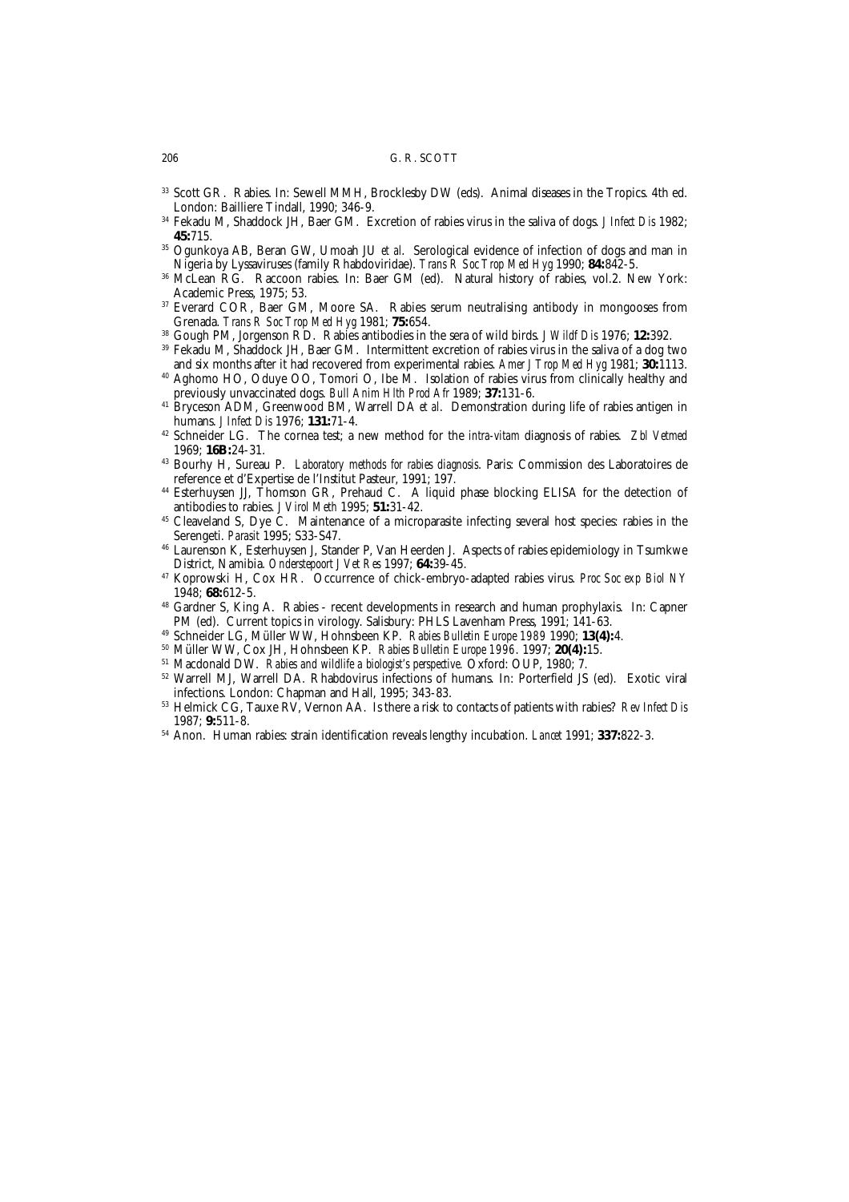33. Scott GR. Rabies. In: Sewell MMH, Brocklesby DW (eds). Animal diseases in the Tropics. 4th ed. London: Bailliere Tindall, 1990; 346-9.
34. Fekadu M, Shaddock JH, Baer GM. Excretion of rabies virus in the saliva of dogs. *J Infect Dis* 1982; **45:**715.
35. Ogunkoya AB, Beran GW, Umoah JU *et al*. Serological evidence of infection of dogs and man in Nigeria by Lyssaviruses (family Rhabdoviridae). *Trans R Soc Trop Med Hyg* 1990; **84:**842-5.
36. McLean RG. Raccoon rabies. In: Baer GM (ed). Natural history of rabies, vol.2. New York: Academic Press, 1975; 53.
37. Everard COR, Baer GM, Moore SA. Rabies serum neutralising antibody in mongooses from Grenada. *Trans R Soc Trop Med Hyg* 1981; **75:**654.
38. Gough PM, Jorgenson RD. Rabies antibodies in the sera of wild birds. *J Wildf Dis* 1976; **12:**392.
39. Fekadu M, Shaddock JH, Baer GM. Intermittent excretion of rabies virus in the saliva of a dog two and six months after it had recovered from experimental rabies. *Amer J Trop Med Hyg* 1981; **30:**1113.
40. Aghomo HO, Oduye OO, Tomori O, Ibe M. Isolation of rabies virus from clinically healthy and previously unvaccinated dogs. *Bull Anim Hlth Prod Afr* 1989; **37:**131-6.
41. Bryceson ADM, Greenwood BM, Warrell DA *et al*. Demonstration during life of rabies antigen in humans. *J Infect Dis* 1976; **131:**71-4.
42. Schneider LG. The cornea test; a new method for the *intra-vitam* diagnosis of rabies. *Zbl Vetmed* 1969; **16B:**24-31.
43. Bourhy H, Sureau P. *Laboratory methods for rabies diagnosis*. Paris: Commission des Laboratoires de reference et d'Expertise de l'Institut Pasteur, 1991; 197.
44. Esterhuysen JJ, Thomson GR, Prehaud C. A liquid phase blocking ELISA for the detection of antibodies to rabies. *J Virol Meth* 1995; **51:**31-42.
45. Cleaveland S, Dye C. Maintenance of a microparasite infecting several host species: rabies in the Serengeti. *Parasit* 1995; S33-S47.
46. Laurenson K, Esterhuysen J, Stander P, Van Heerden J. Aspects of rabies epidemiology in Tsumkwe District, Namibia. *Onderstepoort J Vet Res* 1997; **64:**39-45.
47. Koprowski H, Cox HR. Occurrence of chick-embryo-adapted rabies virus. *Proc Soc exp Biol NY* 1948; **68:**612-5.
48. Gardner S, King A. Rabies - recent developments in research and human prophylaxis. In: Capner PM (ed). Current topics in virology. Salisbury: PHLS Lavenham Press, 1991; 141-63.
49. Schneider LG, Müller WW, Hohnsbeen KP. *Rabies Bulletin Europe 1989* 1990; **13(4):**4.
50. Müller WW, Cox JH, Hohnsbeen KP. *Rabies Bulletin Europe 1996*. 1997; **20(4):**15.
51. Macdonald DW. *Rabies and wildlife a biologist's perspective*. Oxford: OUP, 1980; 7.
52. Warrell MJ, Warrell DA. Rhabdovirus infections of humans. In: Porterfield JS (ed). Exotic viral infections. London: Chapman and Hall, 1995; 343-83.
53. Helmick CG, Tauxe RV, Vernon AA. Is there a risk to contacts of patients with rabies? *Rev Infect Dis* 1987; **9:**511-8.
54. Anon. Human rabies: strain identification reveals lengthy incubation. *Lancet* 1991; **337:**822-3.